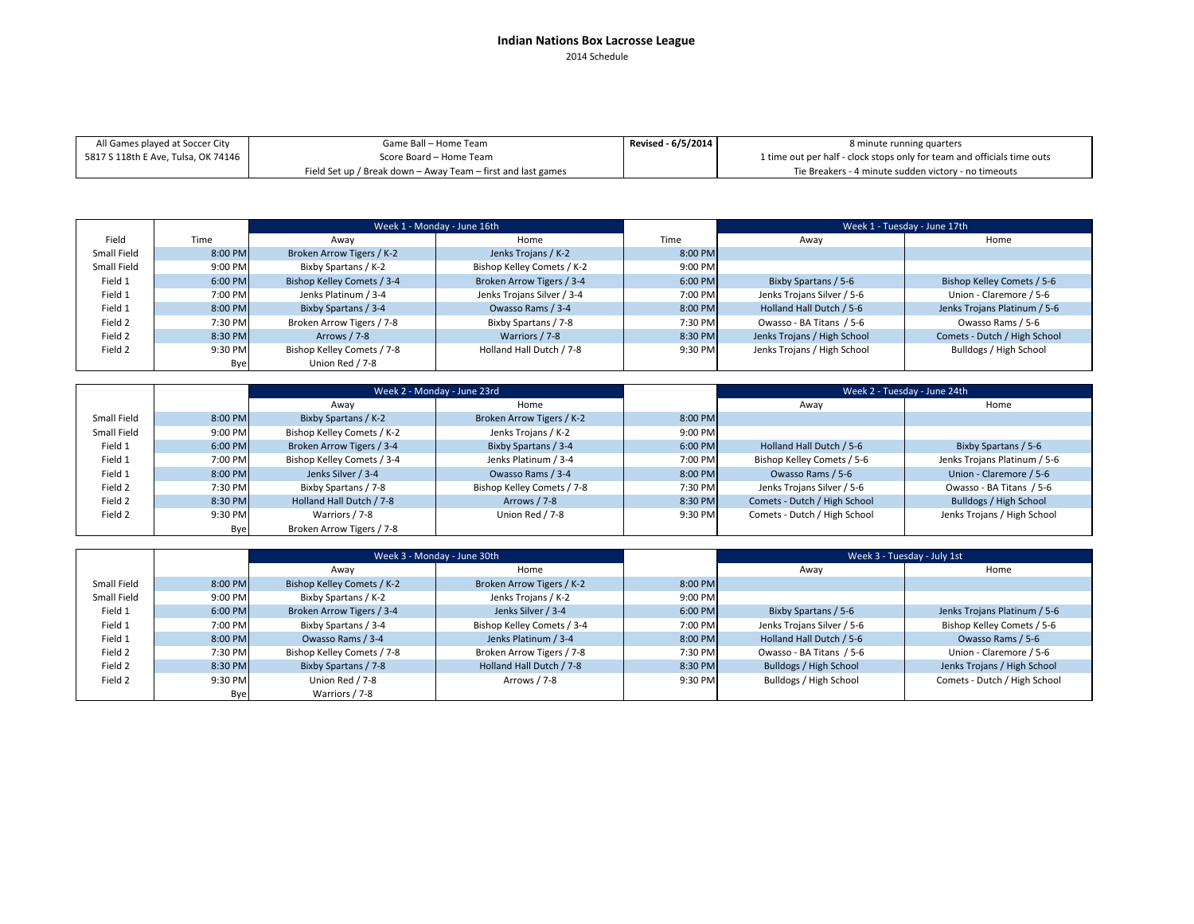# Indian Nations Box Lacrosse League

2014 Schedule

| All Games played at Soccer City | Game Ball – Home Team | Revised - 6/5/2014 | 8 minute running quarters |
|---|---|---|---|
| 5817 S 118th E Ave, Tulsa, OK 74146 | Score Board – Home Team | | 1 time out per half - clock stops only for team and officials time outs |
| | Field Set up / Break down – Away Team – first and last games | | Tie Breakers - 4 minute sudden victory - no timeouts |

| | | Week 1 - Monday - June 16th | | | Week 1 - Tuesday - June 17th | |
|---|---|---|---|---|---|---|
| Field | Time | Away | Home | Time | Away | Home |
| Small Field | 8:00 PM | Broken Arrow Tigers / K-2 | Jenks Trojans / K-2 | 8:00 PM | | |
| Small Field | 9:00 PM | Bixby Spartans / K-2 | Bishop Kelley Comets / K-2 | 9:00 PM | | |
| Field 1 | 6:00 PM | Bishop Kelley Comets / 3-4 | Broken Arrow Tigers / 3-4 | 6:00 PM | Bixby Spartans / 5-6 | Bishop Kelley Comets / 5-6 |
| Field 1 | 7:00 PM | Jenks Platinum / 3-4 | Jenks Trojans Silver / 3-4 | 7:00 PM | Jenks Trojans Silver / 5-6 | Union - Claremore / 5-6 |
| Field 1 | 8:00 PM | Bixby Spartans / 3-4 | Owasso Rams / 3-4 | 8:00 PM | Holland Hall Dutch / 5-6 | Jenks Trojans Platinum / 5-6 |
| Field 2 | 7:30 PM | Broken Arrow Tigers / 7-8 | Bixby Spartans / 7-8 | 7:30 PM | Owasso - BA Titans / 5-6 | Owasso Rams / 5-6 |
| Field 2 | 8:30 PM | Arrows / 7-8 | Warriors / 7-8 | 8:30 PM | Jenks Trojans / High School | Comets - Dutch / High School |
| Field 2 | 9:30 PM | Bishop Kelley Comets / 7-8 | Holland Hall Dutch / 7-8 | 9:30 PM | Jenks Trojans / High School | Bulldogs / High School |
| | Bye | Union Red / 7-8 | | | | |

| | | Week 2 - Monday - June 23rd | | | Week 2 - Tuesday - June 24th | |
|---|---|---|---|---|---|---|
| | | Away | Home | | Away | Home |
| Small Field | 8:00 PM | Bixby Spartans / K-2 | Broken Arrow Tigers / K-2 | 8:00 PM | | |
| Small Field | 9:00 PM | Bishop Kelley Comets / K-2 | Jenks Trojans / K-2 | 9:00 PM | | |
| Field 1 | 6:00 PM | Broken Arrow Tigers / 3-4 | Bixby Spartans / 3-4 | 6:00 PM | Holland Hall Dutch / 5-6 | Bixby Spartans / 5-6 |
| Field 1 | 7:00 PM | Bishop Kelley Comets / 3-4 | Jenks Platinum / 3-4 | 7:00 PM | Bishop Kelley Comets / 5-6 | Jenks Trojans Platinum / 5-6 |
| Field 1 | 8:00 PM | Jenks Silver / 3-4 | Owasso Rams / 3-4 | 8:00 PM | Owasso Rams / 5-6 | Union - Claremore / 5-6 |
| Field 2 | 7:30 PM | Bixby Spartans / 7-8 | Bishop Kelley Comets / 7-8 | 7:30 PM | Jenks Trojans Silver / 5-6 | Owasso - BA Titans / 5-6 |
| Field 2 | 8:30 PM | Holland Hall Dutch / 7-8 | Arrows / 7-8 | 8:30 PM | Comets - Dutch / High School | Bulldogs / High School |
| Field 2 | 9:30 PM | Warriors / 7-8 | Union Red / 7-8 | 9:30 PM | Comets - Dutch / High School | Jenks Trojans / High School |
| | Bye | Broken Arrow Tigers / 7-8 | | | | |

| | | Week 3 - Monday - June 30th | | | Week 3 - Tuesday - July 1st | |
|---|---|---|---|---|---|---|
| | | Away | Home | | Away | Home |
| Small Field | 8:00 PM | Bishop Kelley Comets / K-2 | Broken Arrow Tigers / K-2 | 8:00 PM | | |
| Small Field | 9:00 PM | Bixby Spartans / K-2 | Jenks Trojans / K-2 | 9:00 PM | | |
| Field 1 | 6:00 PM | Broken Arrow Tigers / 3-4 | Jenks Silver / 3-4 | 6:00 PM | Bixby Spartans / 5-6 | Jenks Trojans Platinum / 5-6 |
| Field 1 | 7:00 PM | Bixby Spartans / 3-4 | Bishop Kelley Comets / 3-4 | 7:00 PM | Jenks Trojans Silver / 5-6 | Bishop Kelley Comets / 5-6 |
| Field 1 | 8:00 PM | Owasso Rams / 3-4 | Jenks Platinum / 3-4 | 8:00 PM | Holland Hall Dutch / 5-6 | Owasso Rams / 5-6 |
| Field 2 | 7:30 PM | Bishop Kelley Comets / 7-8 | Broken Arrow Tigers / 7-8 | 7:30 PM | Owasso - BA Titans / 5-6 | Union - Claremore / 5-6 |
| Field 2 | 8:30 PM | Bixby Spartans / 7-8 | Holland Hall Dutch / 7-8 | 8:30 PM | Bulldogs / High School | Jenks Trojans / High School |
| Field 2 | 9:30 PM | Union Red / 7-8 | Arrows / 7-8 | 9:30 PM | Bulldogs / High School | Comets - Dutch / High School |
| | Bye | Warriors / 7-8 | | | | |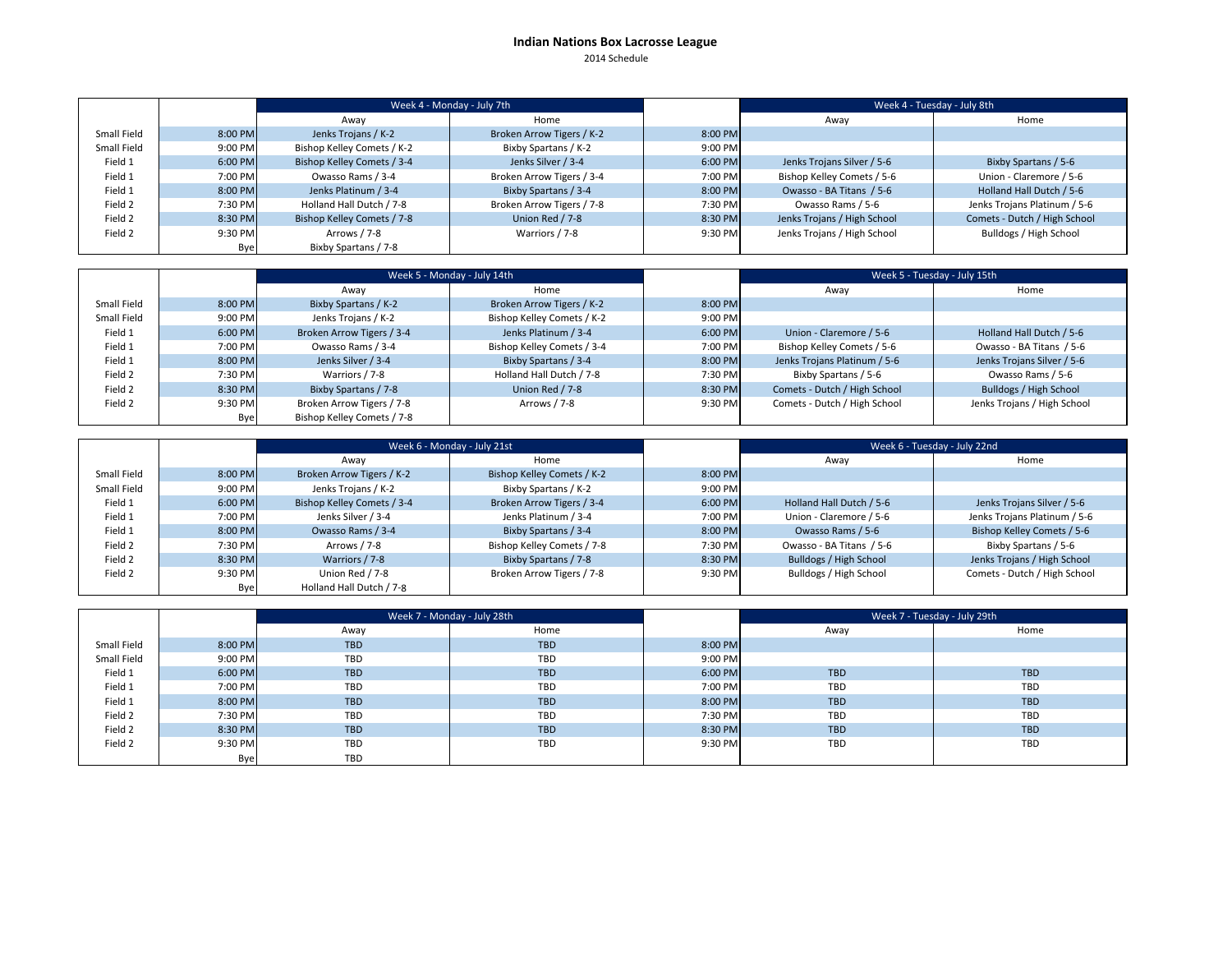**Indian Nations Box Lacrosse League**

2014 Schedule

| | | Week 4 - Monday - July 7th | | | Week 4 - Tuesday - July 8th | |
|---|---|---|---|---|---|---|
| | | Away | Home | | Away | Home |
| Small Field | 8:00 PM | Jenks Trojans / K-2 | Broken Arrow Tigers / K-2 | 8:00 PM | | |
| Small Field | 9:00 PM | Bishop Kelley Comets / K-2 | Bixby Spartans / K-2 | 9:00 PM | | |
| Field 1 | 6:00 PM | Bishop Kelley Comets / 3-4 | Jenks Silver / 3-4 | 6:00 PM | Jenks Trojans Silver / 5-6 | Bixby Spartans / 5-6 |
| Field 1 | 7:00 PM | Owasso Rams / 3-4 | Broken Arrow Tigers / 3-4 | 7:00 PM | Bishop Kelley Comets / 5-6 | Union - Claremore / 5-6 |
| Field 1 | 8:00 PM | Jenks Platinum / 3-4 | Bixby Spartans / 3-4 | 8:00 PM | Owasso - BA Titans / 5-6 | Holland Hall Dutch / 5-6 |
| Field 2 | 7:30 PM | Holland Hall Dutch / 7-8 | Broken Arrow Tigers / 7-8 | 7:30 PM | Owasso Rams / 5-6 | Jenks Trojans Platinum / 5-6 |
| Field 2 | 8:30 PM | Bishop Kelley Comets / 7-8 | Union Red / 7-8 | 8:30 PM | Jenks Trojans / High School | Comets - Dutch / High School |
| Field 2 | 9:30 PM | Arrows / 7-8 | Warriors / 7-8 | 9:30 PM | Jenks Trojans / High School | Bulldogs / High School |
| | Bye | Bixby Spartans / 7-8 | | | | |

| | | Week 5 - Monday - July 14th | | | Week 5 - Tuesday - July 15th | |
|---|---|---|---|---|---|---|
| | | Away | Home | | Away | Home |
| Small Field | 8:00 PM | Bixby Spartans / K-2 | Broken Arrow Tigers / K-2 | 8:00 PM | | |
| Small Field | 9:00 PM | Jenks Trojans / K-2 | Bishop Kelley Comets / K-2 | 9:00 PM | | |
| Field 1 | 6:00 PM | Broken Arrow Tigers / 3-4 | Jenks Platinum / 3-4 | 6:00 PM | Union - Claremore / 5-6 | Holland Hall Dutch / 5-6 |
| Field 1 | 7:00 PM | Owasso Rams / 3-4 | Bishop Kelley Comets / 3-4 | 7:00 PM | Bishop Kelley Comets / 5-6 | Owasso - BA Titans / 5-6 |
| Field 1 | 8:00 PM | Jenks Silver / 3-4 | Bixby Spartans / 3-4 | 8:00 PM | Jenks Trojans Platinum / 5-6 | Jenks Trojans Silver / 5-6 |
| Field 2 | 7:30 PM | Warriors / 7-8 | Holland Hall Dutch / 7-8 | 7:30 PM | Bixby Spartans / 5-6 | Owasso Rams / 5-6 |
| Field 2 | 8:30 PM | Bixby Spartans / 7-8 | Union Red / 7-8 | 8:30 PM | Comets - Dutch / High School | Bulldogs / High School |
| Field 2 | 9:30 PM | Broken Arrow Tigers / 7-8 | Arrows / 7-8 | 9:30 PM | Comets - Dutch / High School | Jenks Trojans / High School |
| | Bye | Bishop Kelley Comets / 7-8 | | | | |

| | | Week 6 - Monday - July 21st | | | Week 6 - Tuesday - July 22nd | |
|---|---|---|---|---|---|---|
| | | Away | Home | | Away | Home |
| Small Field | 8:00 PM | Broken Arrow Tigers / K-2 | Bishop Kelley Comets / K-2 | 8:00 PM | | |
| Small Field | 9:00 PM | Jenks Trojans / K-2 | Bixby Spartans / K-2 | 9:00 PM | | |
| Field 1 | 6:00 PM | Bishop Kelley Comets / 3-4 | Broken Arrow Tigers / 3-4 | 6:00 PM | Holland Hall Dutch / 5-6 | Jenks Trojans Silver / 5-6 |
| Field 1 | 7:00 PM | Jenks Silver / 3-4 | Jenks Platinum / 3-4 | 7:00 PM | Union - Claremore / 5-6 | Jenks Trojans Platinum / 5-6 |
| Field 1 | 8:00 PM | Owasso Rams / 3-4 | Bixby Spartans / 3-4 | 8:00 PM | Owasso Rams / 5-6 | Bishop Kelley Comets / 5-6 |
| Field 2 | 7:30 PM | Arrows / 7-8 | Bishop Kelley Comets / 7-8 | 7:30 PM | Owasso - BA Titans / 5-6 | Bixby Spartans / 5-6 |
| Field 2 | 8:30 PM | Warriors / 7-8 | Bixby Spartans / 7-8 | 8:30 PM | Bulldogs / High School | Jenks Trojans / High School |
| Field 2 | 9:30 PM | Union Red / 7-8 | Broken Arrow Tigers / 7-8 | 9:30 PM | Bulldogs / High School | Comets - Dutch / High School |
| | Bye | Holland Hall Dutch / 7-8 | | | | |

| | | Week 7 - Monday - July 28th | | | Week 7 - Tuesday - July 29th | |
|---|---|---|---|---|---|---|
| | | Away | Home | | Away | Home |
| Small Field | 8:00 PM | TBD | TBD | 8:00 PM | | |
| Small Field | 9:00 PM | TBD | TBD | 9:00 PM | | |
| Field 1 | 6:00 PM | TBD | TBD | 6:00 PM | TBD | TBD |
| Field 1 | 7:00 PM | TBD | TBD | 7:00 PM | TBD | TBD |
| Field 1 | 8:00 PM | TBD | TBD | 8:00 PM | TBD | TBD |
| Field 2 | 7:30 PM | TBD | TBD | 7:30 PM | TBD | TBD |
| Field 2 | 8:30 PM | TBD | TBD | 8:30 PM | TBD | TBD |
| Field 2 | 9:30 PM | TBD | TBD | 9:30 PM | TBD | TBD |
| | Bye | TBD | | | | |